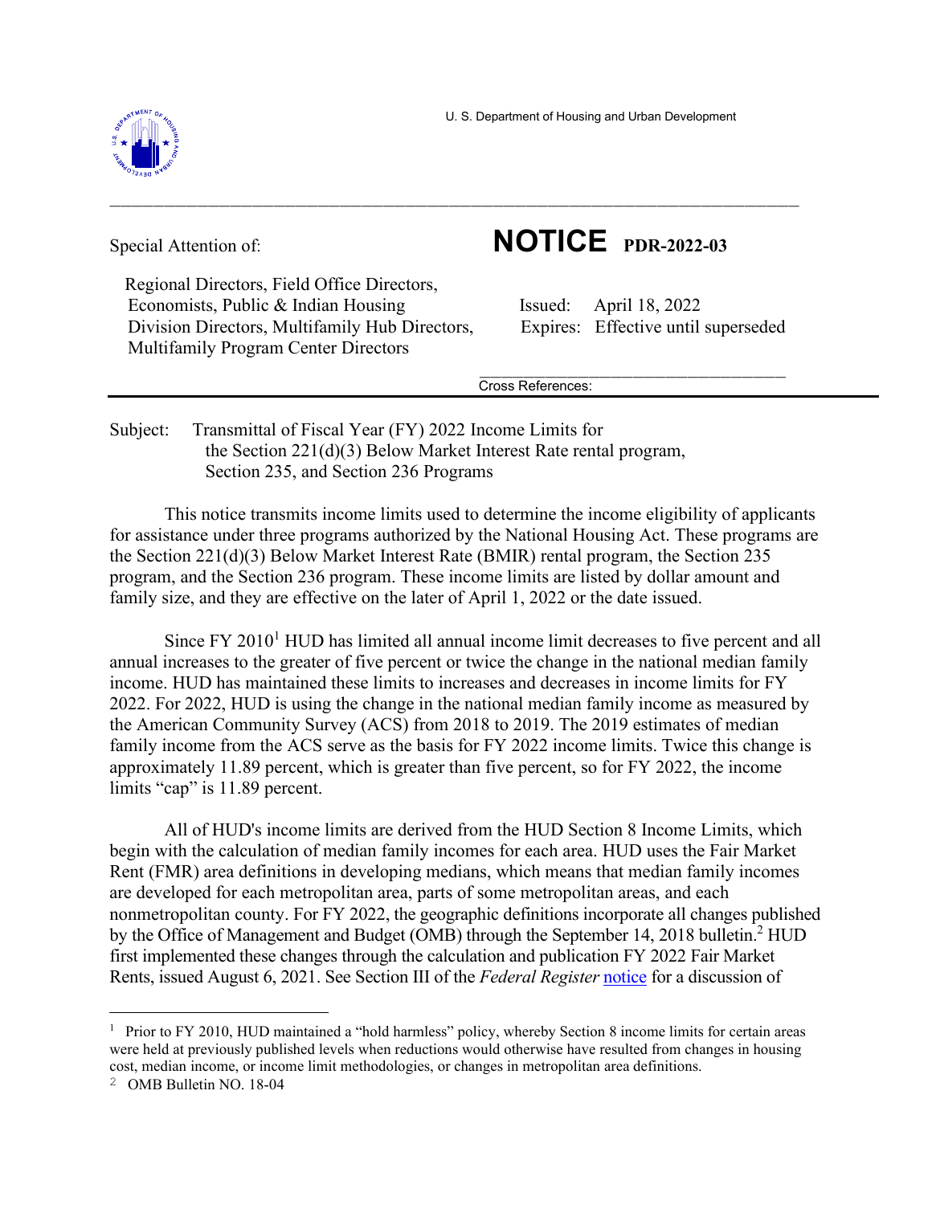U. S. Department of Housing and Urban Development

---

Special Attention of:

Regional Directors, Field Office Directors, Economists, Public & Indian Housing Division Directors, Multifamily Hub Directors, Multifamily Program Center Directors

# NOTICE PDR-2022-03

Issued: April 18, 2022
Expires: Effective until superseded

Cross References:

---

Subject: Transmittal of Fiscal Year (FY) 2022 Income Limits for the Section 221(d)(3) Below Market Interest Rate rental program, Section 235, and Section 236 Programs

This notice transmits income limits used to determine the income eligibility of applicants for assistance under three programs authorized by the National Housing Act. These programs are the Section 221(d)(3) Below Market Interest Rate (BMIR) rental program, the Section 235 program, and the Section 236 program. These income limits are listed by dollar amount and family size, and they are effective on the later of April 1, 2022 or the date issued.

Since FY 2010[1] HUD has limited all annual income limit decreases to five percent and all annual increases to the greater of five percent or twice the change in the national median family income. HUD has maintained these limits to increases and decreases in income limits for FY 2022. For 2022, HUD is using the change in the national median family income as measured by the American Community Survey (ACS) from 2018 to 2019. The 2019 estimates of median family income from the ACS serve as the basis for FY 2022 income limits. Twice this change is approximately 11.89 percent, which is greater than five percent, so for FY 2022, the income limits "cap" is 11.89 percent.

All of HUD's income limits are derived from the HUD Section 8 Income Limits, which begin with the calculation of median family incomes for each area. HUD uses the Fair Market Rent (FMR) area definitions in developing medians, which means that median family incomes are developed for each metropolitan area, parts of some metropolitan areas, and each nonmetropolitan county. For FY 2022, the geographic definitions incorporate all changes published by the Office of Management and Budget (OMB) through the September 14, 2018 bulletin.[2] HUD first implemented these changes through the calculation and publication FY 2022 Fair Market Rents, issued August 6, 2021. See Section III of the *Federal Register* notice for a discussion of

---

[1] Prior to FY 2010, HUD maintained a "hold harmless" policy, whereby Section 8 income limits for certain areas were held at previously published levels when reductions would otherwise have resulted from changes in housing cost, median income, or income limit methodologies, or changes in metropolitan area definitions.

[2] OMB Bulletin NO. 18-04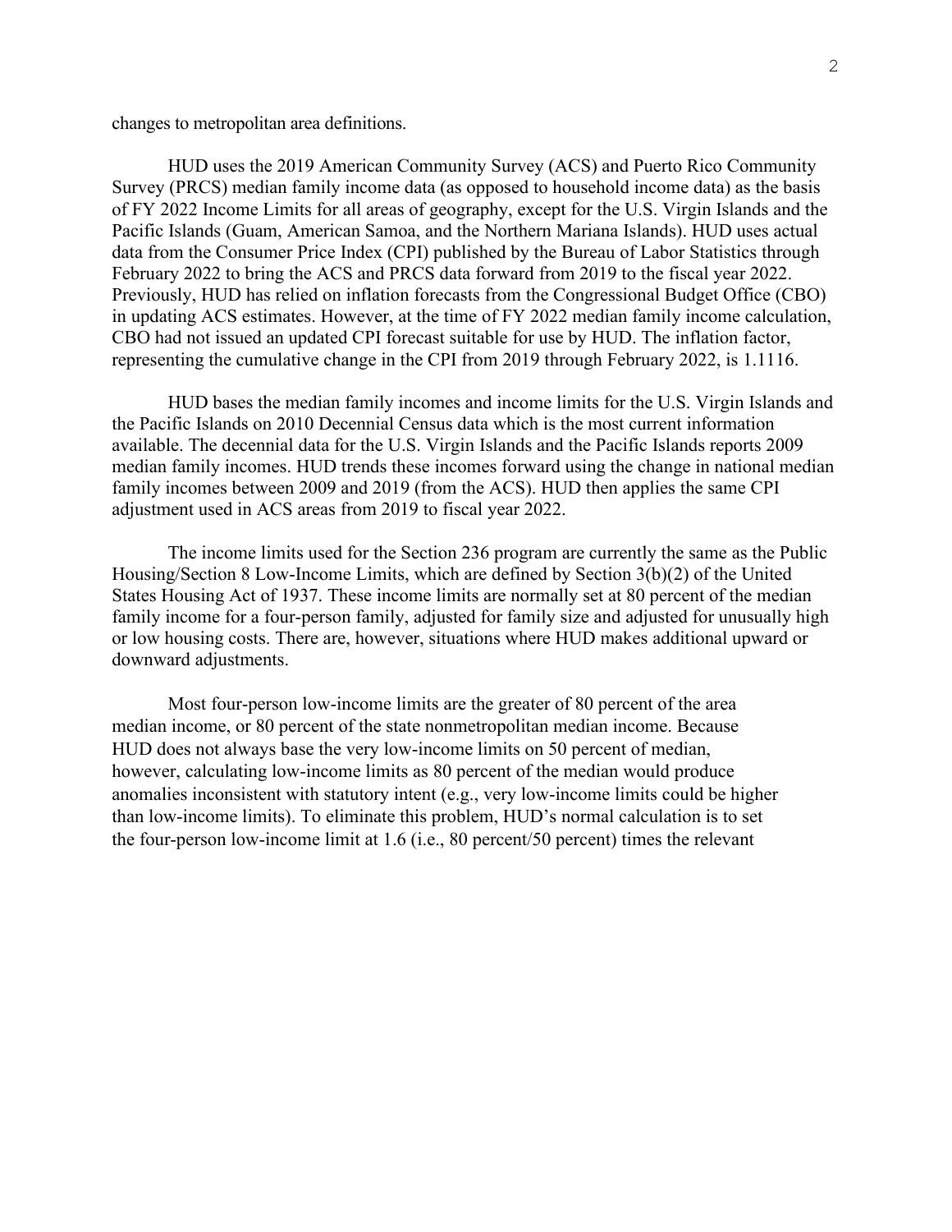changes to metropolitan area definitions.

HUD uses the 2019 American Community Survey (ACS) and Puerto Rico Community Survey (PRCS) median family income data (as opposed to household income data) as the basis of FY 2022 Income Limits for all areas of geography, except for the U.S. Virgin Islands and the Pacific Islands (Guam, American Samoa, and the Northern Mariana Islands). HUD uses actual data from the Consumer Price Index (CPI) published by the Bureau of Labor Statistics through February 2022 to bring the ACS and PRCS data forward from 2019 to the fiscal year 2022. Previously, HUD has relied on inflation forecasts from the Congressional Budget Office (CBO) in updating ACS estimates. However, at the time of FY 2022 median family income calculation, CBO had not issued an updated CPI forecast suitable for use by HUD. The inflation factor, representing the cumulative change in the CPI from 2019 through February 2022, is 1.1116.

HUD bases the median family incomes and income limits for the U.S. Virgin Islands and the Pacific Islands on 2010 Decennial Census data which is the most current information available. The decennial data for the U.S. Virgin Islands and the Pacific Islands reports 2009 median family incomes. HUD trends these incomes forward using the change in national median family incomes between 2009 and 2019 (from the ACS). HUD then applies the same CPI adjustment used in ACS areas from 2019 to fiscal year 2022.

The income limits used for the Section 236 program are currently the same as the Public Housing/Section 8 Low-Income Limits, which are defined by Section 3(b)(2) of the United States Housing Act of 1937. These income limits are normally set at 80 percent of the median family income for a four-person family, adjusted for family size and adjusted for unusually high or low housing costs. There are, however, situations where HUD makes additional upward or downward adjustments.

Most four-person low-income limits are the greater of 80 percent of the area median income, or 80 percent of the state nonmetropolitan median income. Because HUD does not always base the very low-income limits on 50 percent of median, however, calculating low-income limits as 80 percent of the median would produce anomalies inconsistent with statutory intent (e.g., very low-income limits could be higher than low-income limits). To eliminate this problem, HUD's normal calculation is to set the four-person low-income limit at 1.6 (i.e., 80 percent/50 percent) times the relevant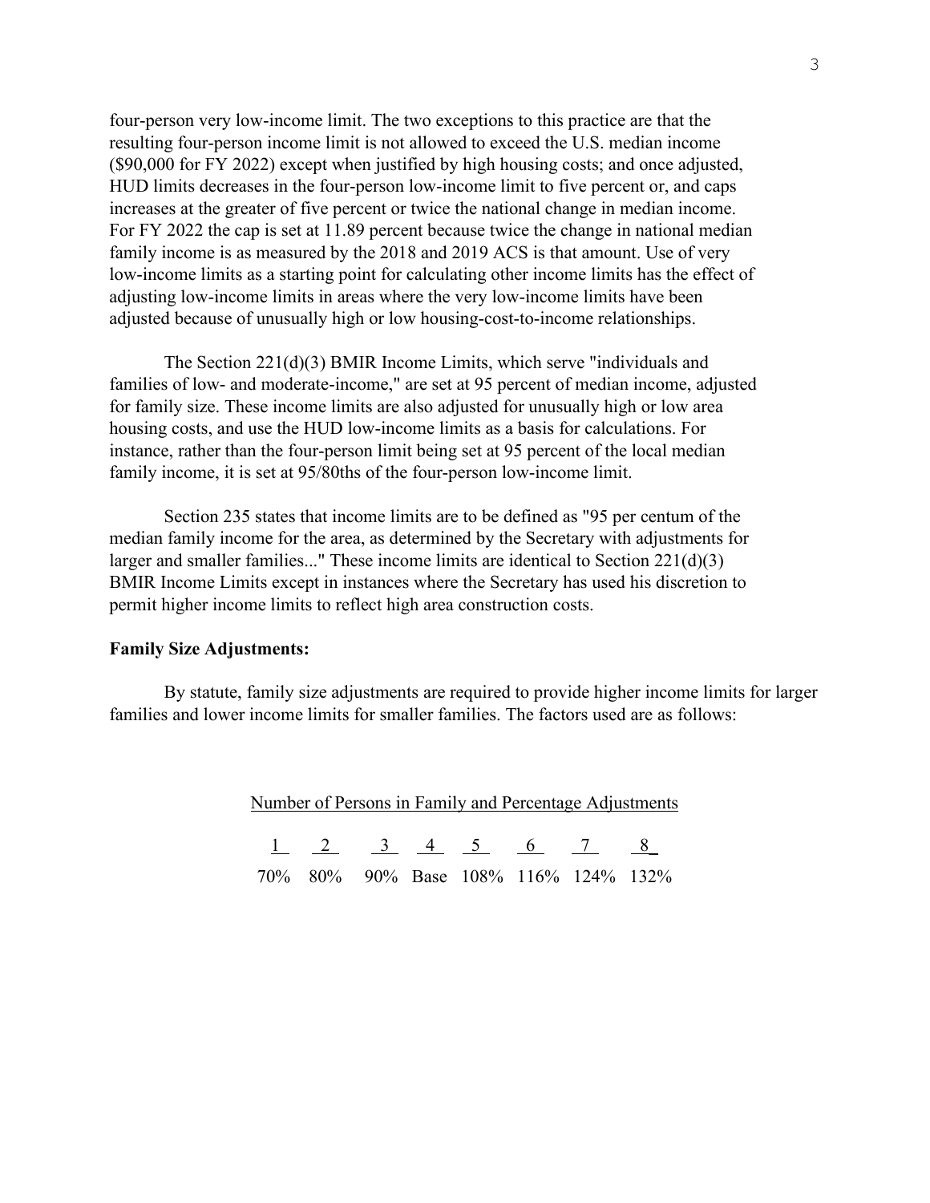four-person very low-income limit. The two exceptions to this practice are that the resulting four-person income limit is not allowed to exceed the U.S. median income ($90,000 for FY 2022) except when justified by high housing costs; and once adjusted, HUD limits decreases in the four-person low-income limit to five percent or, and caps increases at the greater of five percent or twice the national change in median income. For FY 2022 the cap is set at 11.89 percent because twice the change in national median family income is as measured by the 2018 and 2019 ACS is that amount. Use of very low-income limits as a starting point for calculating other income limits has the effect of adjusting low-income limits in areas where the very low-income limits have been adjusted because of unusually high or low housing-cost-to-income relationships.

The Section 221(d)(3) BMIR Income Limits, which serve "individuals and families of low- and moderate-income," are set at 95 percent of median income, adjusted for family size. These income limits are also adjusted for unusually high or low area housing costs, and use the HUD low-income limits as a basis for calculations. For instance, rather than the four-person limit being set at 95 percent of the local median family income, it is set at 95/80ths of the four-person low-income limit.

Section 235 states that income limits are to be defined as "95 per centum of the median family income for the area, as determined by the Secretary with adjustments for larger and smaller families..." These income limits are identical to Section 221(d)(3) BMIR Income Limits except in instances where the Secretary has used his discretion to permit higher income limits to reflect high area construction costs.

**Family Size Adjustments:**

By statute, family size adjustments are required to provide higher income limits for larger families and lower income limits for smaller families. The factors used are as follows:

Number of Persons in Family and Percentage Adjustments

| 1 | 2 | 3 | 4 | 5 | 6 | 7 | 8 |
|---|---|---|---|---|---|---|---|
| 70% | 80% | 90% | Base | 108% | 116% | 124% | 132% |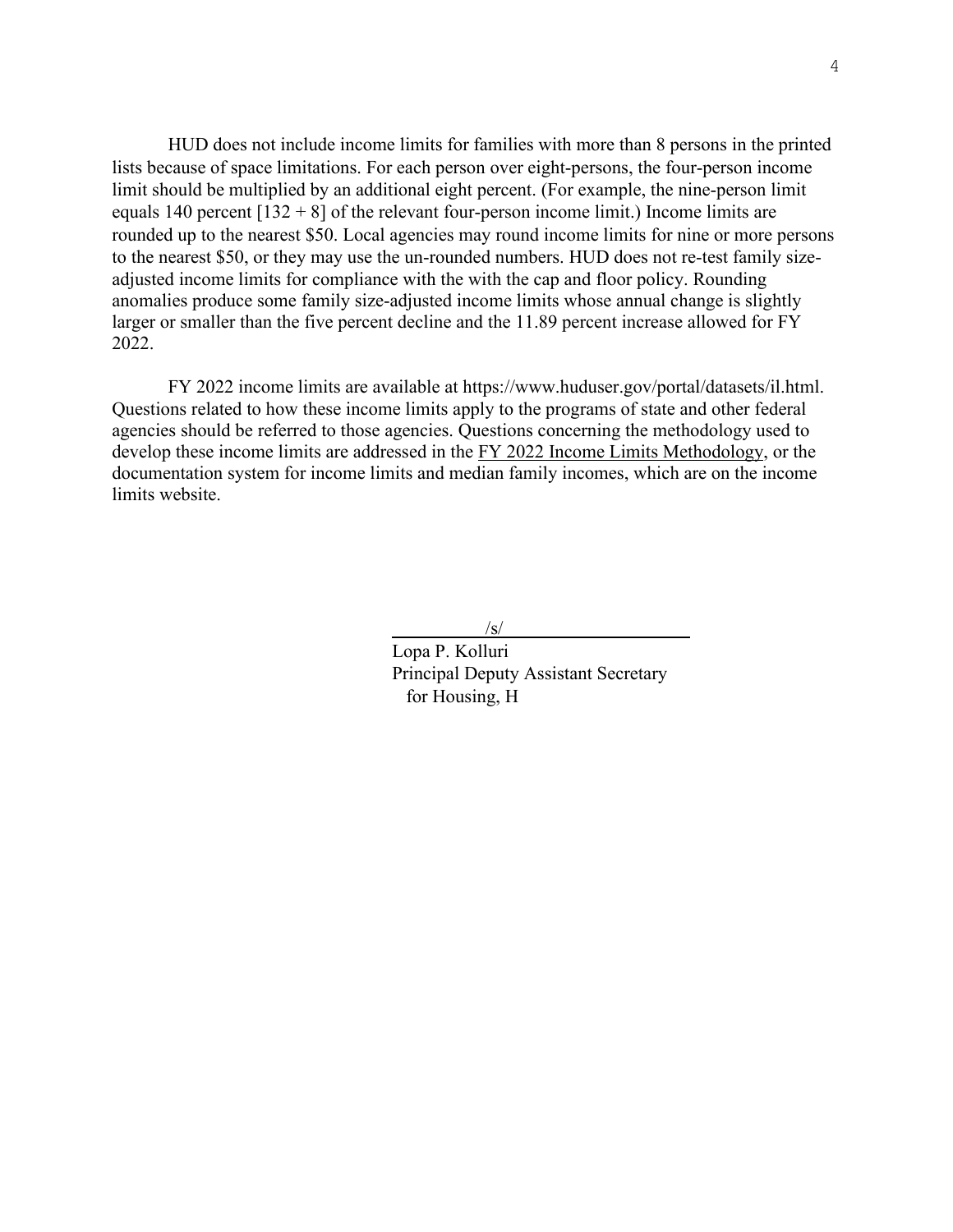HUD does not include income limits for families with more than 8 persons in the printed lists because of space limitations. For each person over eight-persons, the four-person income limit should be multiplied by an additional eight percent. (For example, the nine-person limit equals 140 percent [132 + 8] of the relevant four-person income limit.) Income limits are rounded up to the nearest $50. Local agencies may round income limits for nine or more persons to the nearest $50, or they may use the un-rounded numbers. HUD does not re-test family size-adjusted income limits for compliance with the with the cap and floor policy. Rounding anomalies produce some family size-adjusted income limits whose annual change is slightly larger or smaller than the five percent decline and the 11.89 percent increase allowed for FY 2022.

FY 2022 income limits are available at https://www.huduser.gov/portal/datasets/il.html. Questions related to how these income limits apply to the programs of state and other federal agencies should be referred to those agencies. Questions concerning the methodology used to develop these income limits are addressed in the FY 2022 Income Limits Methodology, or the documentation system for income limits and median family incomes, which are on the income limits website.

/s/

Lopa P. Kolluri
Principal Deputy Assistant Secretary
for Housing, H